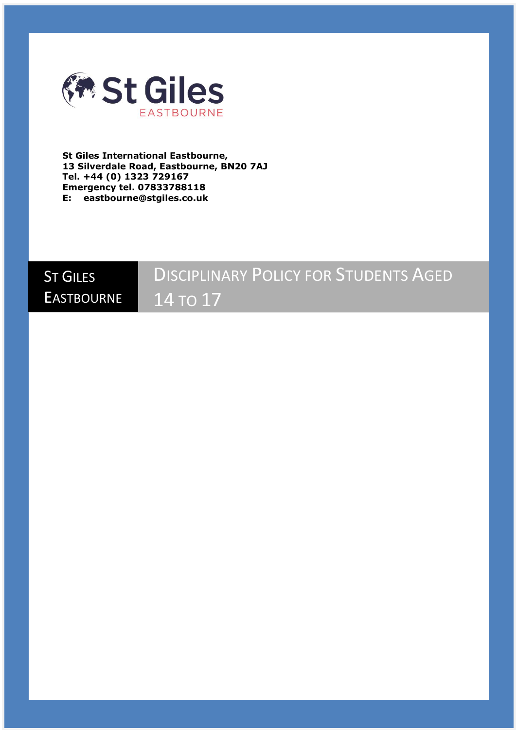**St Giles International Eastbourne,**
**13 Silverdale Road, Eastbourne, BN20 7AJ**
**Tel. +44 (0) 1323 729167**
**Emergency tel. 07833788118**
**E: eastbourne@stgiles.co.uk**

St Giles Eastbourne

# Disciplinary Policy for Students Aged 14 to 17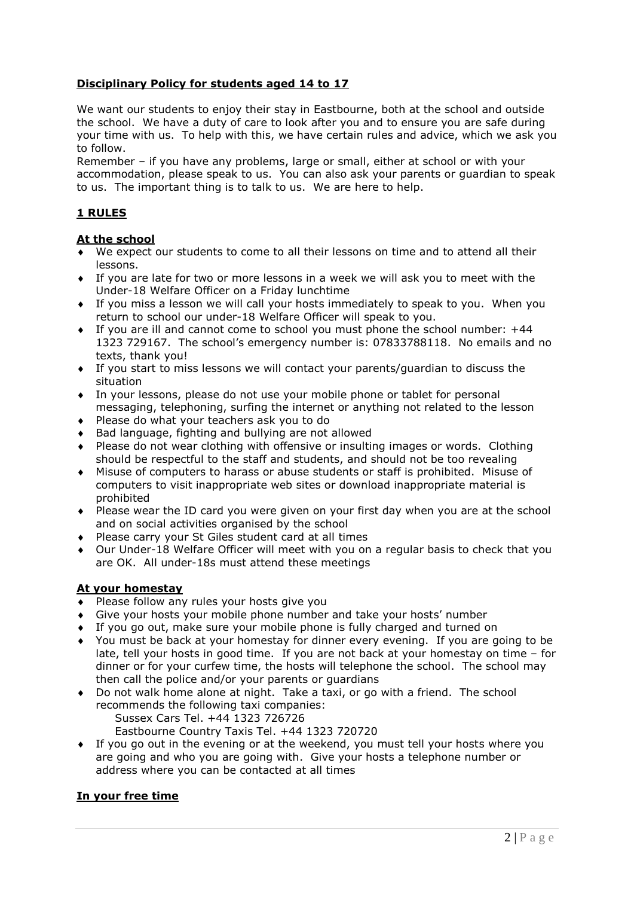## **Disciplinary Policy for students aged 14 to 17**

We want our students to enjoy their stay in Eastbourne, both at the school and outside the school. We have a duty of care to look after you and to ensure you are safe during your time with us. To help with this, we have certain rules and advice, which we ask you to follow.

Remember – if you have any problems, large or small, either at school or with your accommodation, please speak to us. You can also ask your parents or guardian to speak to us. The important thing is to talk to us. We are here to help.

## **1 RULES**

### **At the school**

- We expect our students to come to all their lessons on time and to attend all their lessons.
- If you are late for two or more lessons in a week we will ask you to meet with the Under-18 Welfare Officer on a Friday lunchtime
- If you miss a lesson we will call your hosts immediately to speak to you. When you return to school our under-18 Welfare Officer will speak to you.
- If you are ill and cannot come to school you must phone the school number: +44 1323 729167. The school's emergency number is: 07833788118. No emails and no texts, thank you!
- If you start to miss lessons we will contact your parents/guardian to discuss the situation
- In your lessons, please do not use your mobile phone or tablet for personal messaging, telephoning, surfing the internet or anything not related to the lesson
- Please do what your teachers ask you to do
- Bad language, fighting and bullying are not allowed
- Please do not wear clothing with offensive or insulting images or words. Clothing should be respectful to the staff and students, and should not be too revealing
- Misuse of computers to harass or abuse students or staff is prohibited. Misuse of computers to visit inappropriate web sites or download inappropriate material is prohibited
- Please wear the ID card you were given on your first day when you are at the school and on social activities organised by the school
- Please carry your St Giles student card at all times
- Our Under-18 Welfare Officer will meet with you on a regular basis to check that you are OK. All under-18s must attend these meetings

### **At your homestay**

- Please follow any rules your hosts give you
- Give your hosts your mobile phone number and take your hosts' number
- If you go out, make sure your mobile phone is fully charged and turned on
- You must be back at your homestay for dinner every evening. If you are going to be late, tell your hosts in good time. If you are not back at your homestay on time – for dinner or for your curfew time, the hosts will telephone the school. The school may then call the police and/or your parents or guardians
- Do not walk home alone at night. Take a taxi, or go with a friend. The school recommends the following taxi companies:
  - Sussex Cars Tel. +44 1323 726726
  - Eastbourne Country Taxis Tel. +44 1323 720720
- If you go out in the evening or at the weekend, you must tell your hosts where you are going and who you are going with. Give your hosts a telephone number or address where you can be contacted at all times

### **In your free time**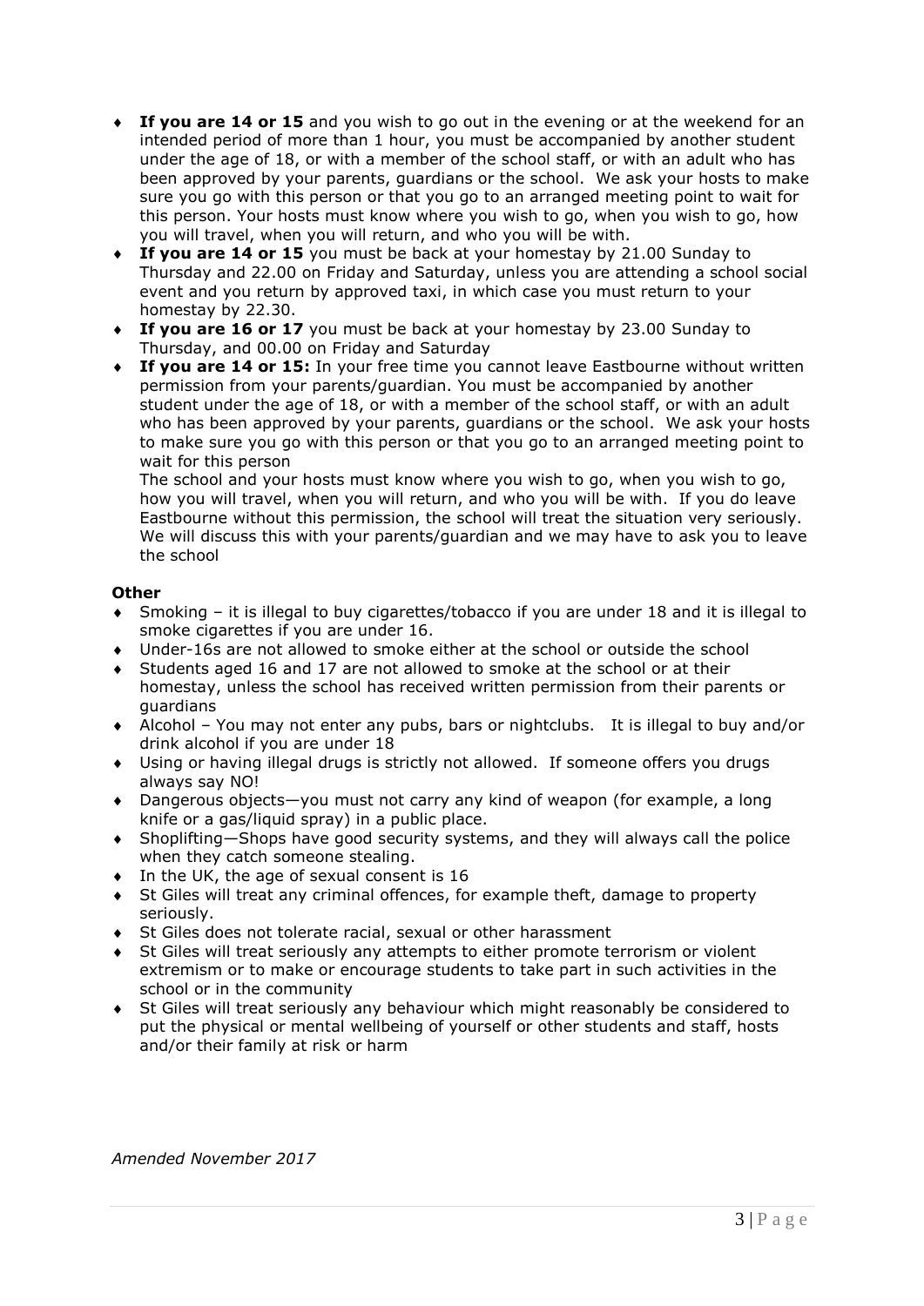- **If you are 14 or 15** and you wish to go out in the evening or at the weekend for an intended period of more than 1 hour, you must be accompanied by another student under the age of 18, or with a member of the school staff, or with an adult who has been approved by your parents, guardians or the school. We ask your hosts to make sure you go with this person or that you go to an arranged meeting point to wait for this person. Your hosts must know where you wish to go, when you wish to go, how you will travel, when you will return, and who you will be with.
- **If you are 14 or 15** you must be back at your homestay by 21.00 Sunday to Thursday and 22.00 on Friday and Saturday, unless you are attending a school social event and you return by approved taxi, in which case you must return to your homestay by 22.30.
- **If you are 16 or 17** you must be back at your homestay by 23.00 Sunday to Thursday, and 00.00 on Friday and Saturday
- **If you are 14 or 15:** In your free time you cannot leave Eastbourne without written permission from your parents/guardian. You must be accompanied by another student under the age of 18, or with a member of the school staff, or with an adult who has been approved by your parents, guardians or the school. We ask your hosts to make sure you go with this person or that you go to an arranged meeting point to wait for this person

  The school and your hosts must know where you wish to go, when you wish to go, how you will travel, when you will return, and who you will be with. If you do leave Eastbourne without this permission, the school will treat the situation very seriously. We will discuss this with your parents/guardian and we may have to ask you to leave the school

**Other**

- Smoking – it is illegal to buy cigarettes/tobacco if you are under 18 and it is illegal to smoke cigarettes if you are under 16.
- Under-16s are not allowed to smoke either at the school or outside the school
- Students aged 16 and 17 are not allowed to smoke at the school or at their homestay, unless the school has received written permission from their parents or guardians
- Alcohol – You may not enter any pubs, bars or nightclubs. It is illegal to buy and/or drink alcohol if you are under 18
- Using or having illegal drugs is strictly not allowed. If someone offers you drugs always say NO!
- Dangerous objects—you must not carry any kind of weapon (for example, a long knife or a gas/liquid spray) in a public place.
- Shoplifting—Shops have good security systems, and they will always call the police when they catch someone stealing.
- In the UK, the age of sexual consent is 16
- St Giles will treat any criminal offences, for example theft, damage to property seriously.
- St Giles does not tolerate racial, sexual or other harassment
- St Giles will treat seriously any attempts to either promote terrorism or violent extremism or to make or encourage students to take part in such activities in the school or in the community
- St Giles will treat seriously any behaviour which might reasonably be considered to put the physical or mental wellbeing of yourself or other students and staff, hosts and/or their family at risk or harm

*Amended November 2017*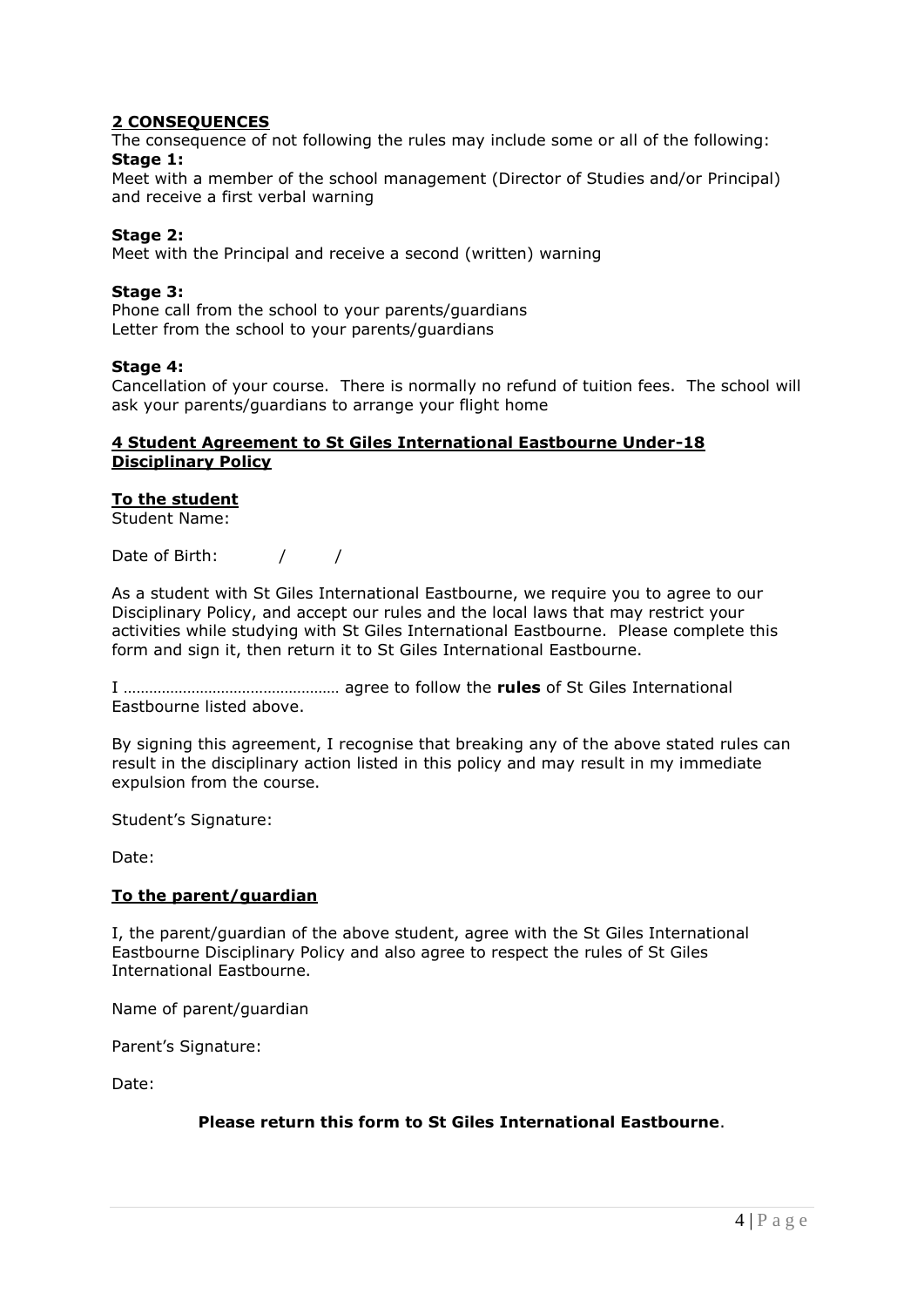## 2 CONSEQUENCES

The consequence of not following the rules may include some or all of the following:

**Stage 1:**

Meet with a member of the school management (Director of Studies and/or Principal) and receive a first verbal warning

**Stage 2:**

Meet with the Principal and receive a second (written) warning

**Stage 3:**

Phone call from the school to your parents/guardians
Letter from the school to your parents/guardians

**Stage 4:**

Cancellation of your course. There is normally no refund of tuition fees. The school will ask your parents/guardians to arrange your flight home

## 4 Student Agreement to St Giles International Eastbourne Under-18 Disciplinary Policy

### To the student

Student Name:

Date of Birth: / /

As a student with St Giles International Eastbourne, we require you to agree to our Disciplinary Policy, and accept our rules and the local laws that may restrict your activities while studying with St Giles International Eastbourne. Please complete this form and sign it, then return it to St Giles International Eastbourne.

I …………………………………………… agree to follow the **rules** of St Giles International Eastbourne listed above.

By signing this agreement, I recognise that breaking any of the above stated rules can result in the disciplinary action listed in this policy and may result in my immediate expulsion from the course.

Student's Signature:

Date:

### To the parent/guardian

I, the parent/guardian of the above student, agree with the St Giles International Eastbourne Disciplinary Policy and also agree to respect the rules of St Giles International Eastbourne.

Name of parent/guardian

Parent's Signature:

Date:

**Please return this form to St Giles International Eastbourne**.